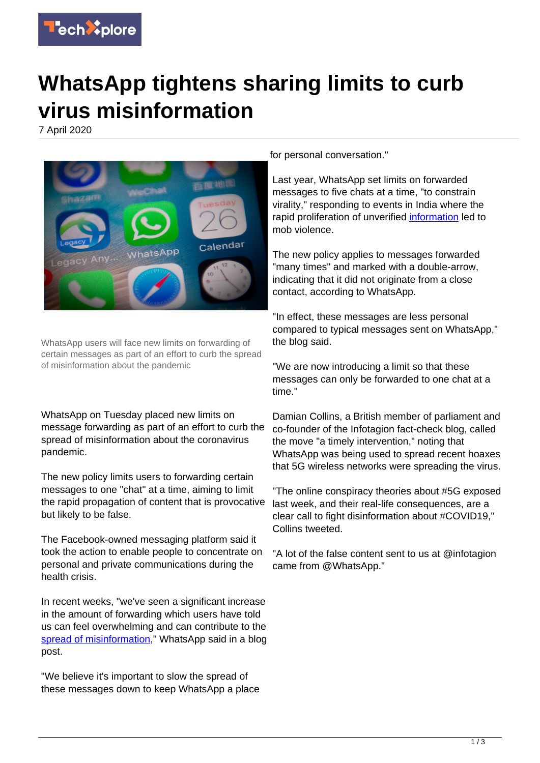# WhatsApp tightens sharing limits to curb virus misinformation

7 April 2020

WhatsApp users will face new limits on forwarding of certain messages as part of an effort to curb the spread of misinformation about the pandemic

WhatsApp on Tuesday placed new limits on message forwarding as part of an effort to curb the spread of misinformation about the coronavirus pandemic.

The new policy limits users to forwarding certain messages to one "chat" at a time, aiming to limit the rapid propagation of content that is provocative but likely to be false.

The Facebook-owned messaging platform said it took the action to enable people to concentrate on personal and private communications during the health crisis.

In recent weeks, "we've seen a significant increase in the amount of forwarding which users have told us can feel overwhelming and can contribute to the spread of misinformation," WhatsApp said in a blog post.

"We believe it's important to slow the spread of these messages down to keep WhatsApp a place for personal conversation."

Last year, WhatsApp set limits on forwarded messages to five chats at a time, "to constrain virality," responding to events in India where the rapid proliferation of unverified information led to mob violence.

The new policy applies to messages forwarded "many times" and marked with a double-arrow, indicating that it did not originate from a close contact, according to WhatsApp.

"In effect, these messages are less personal compared to typical messages sent on WhatsApp," the blog said.

"We are now introducing a limit so that these messages can only be forwarded to one chat at a time."

Damian Collins, a British member of parliament and co-founder of the Infotagion fact-check blog, called the move "a timely intervention," noting that WhatsApp was being used to spread recent hoaxes that 5G wireless networks were spreading the virus.

"The online conspiracy theories about #5G exposed last week, and their real-life consequences, are a clear call to fight disinformation about #COVID19," Collins tweeted.

"A lot of the false content sent to us at @infotagion came from @WhatsApp."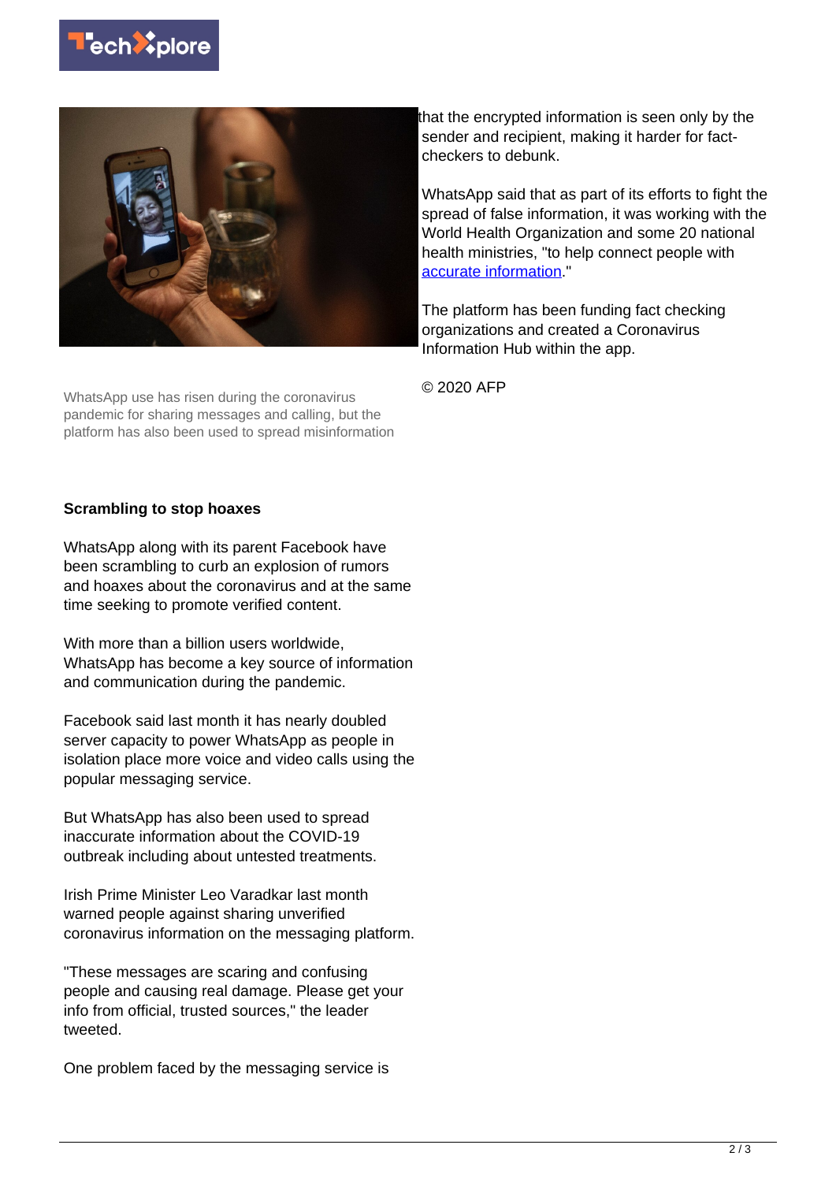WhatsApp use has risen during the coronavirus pandemic for sharing messages and calling, but the platform has also been used to spread misinformation

### Scrambling to stop hoaxes

WhatsApp along with its parent Facebook have been scrambling to curb an explosion of rumors and hoaxes about the coronavirus and at the same time seeking to promote verified content.

With more than a billion users worldwide, WhatsApp has become a key source of information and communication during the pandemic.

Facebook said last month it has nearly doubled server capacity to power WhatsApp as people in isolation place more voice and video calls using the popular messaging service.

But WhatsApp has also been used to spread inaccurate information about the COVID-19 outbreak including about untested treatments.

Irish Prime Minister Leo Varadkar last month warned people against sharing unverified coronavirus information on the messaging platform.

"These messages are scaring and confusing people and causing real damage. Please get your info from official, trusted sources," the leader tweeted.

One problem faced by the messaging service is that the encrypted information is seen only by the sender and recipient, making it harder for fact-checkers to debunk.

WhatsApp said that as part of its efforts to fight the spread of false information, it was working with the World Health Organization and some 20 national health ministries, "to help connect people with accurate information."

The platform has been funding fact checking organizations and created a Coronavirus Information Hub within the app.

© 2020 AFP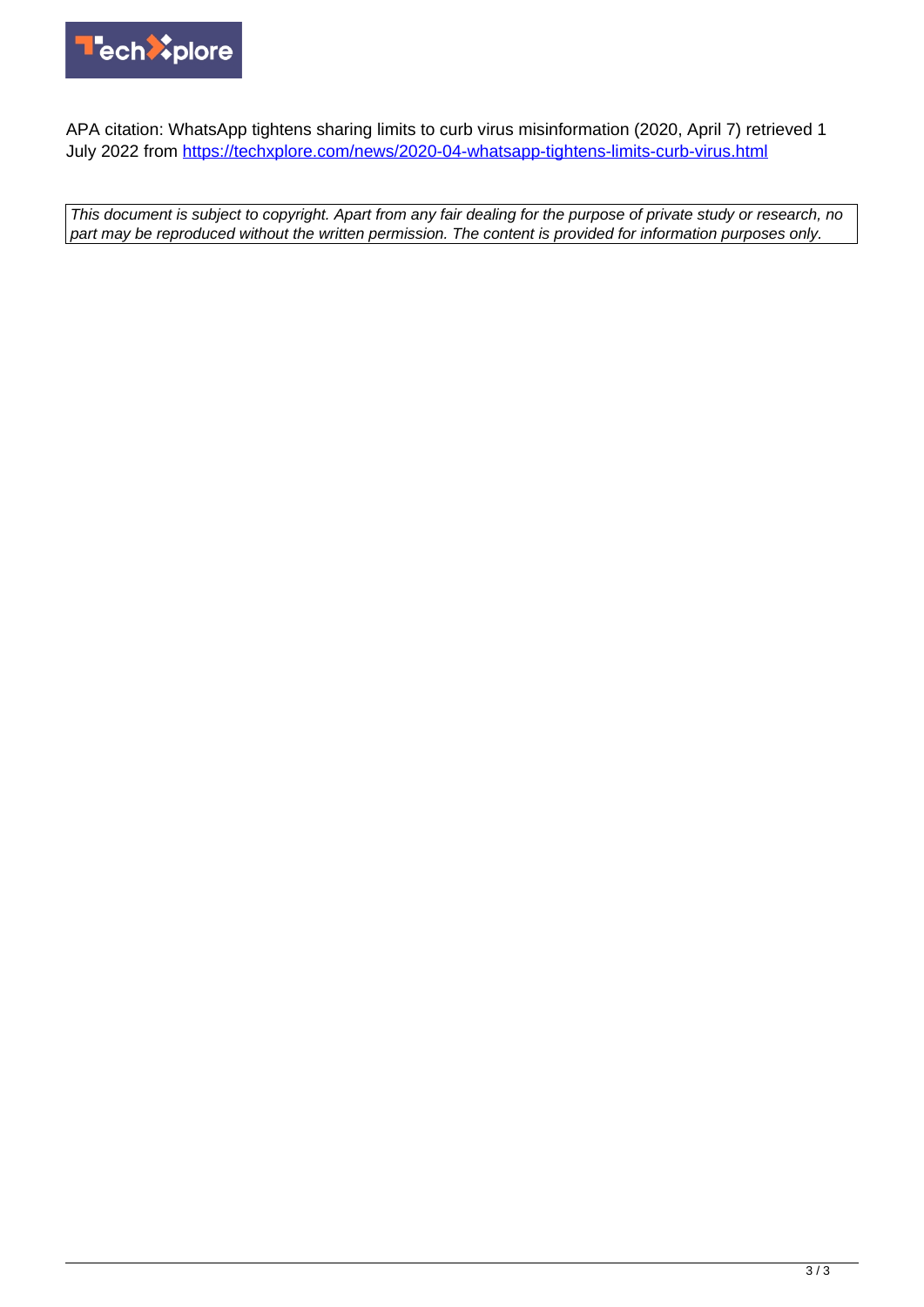APA citation: WhatsApp tightens sharing limits to curb virus misinformation (2020, April 7) retrieved 1 July 2022 from https://techxplore.com/news/2020-04-whatsapp-tightens-limits-curb-virus.html

*This document is subject to copyright. Apart from any fair dealing for the purpose of private study or research, no part may be reproduced without the written permission. The content is provided for information purposes only.*